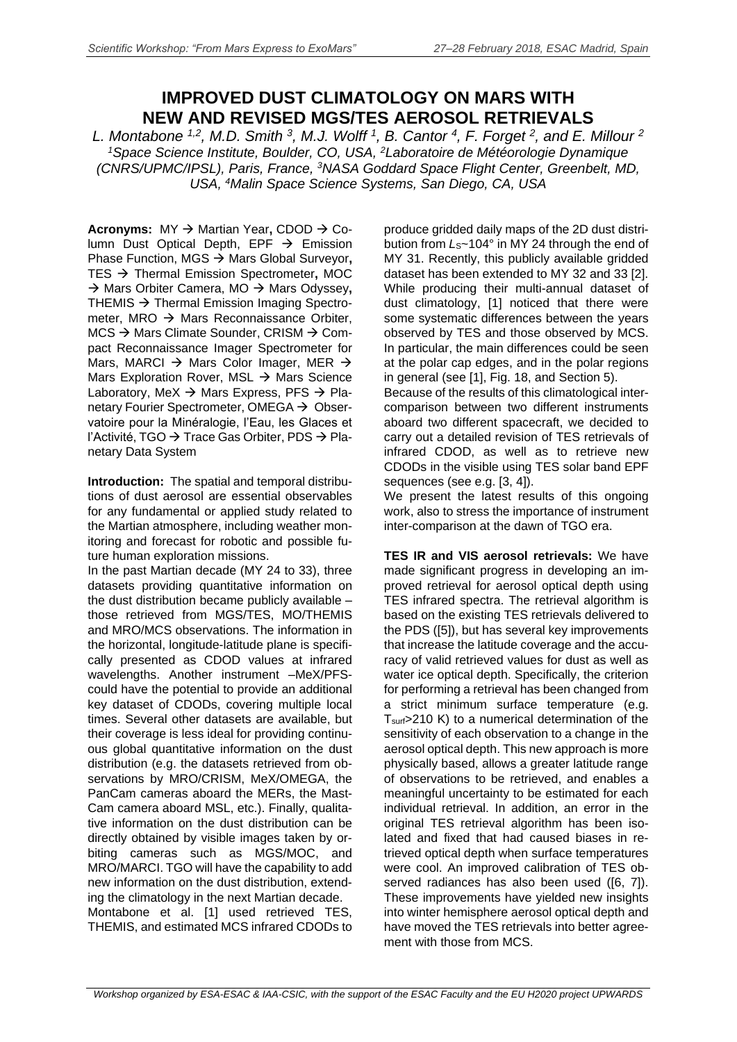# IMPROVED DUST CLIMATOLOGY ON MARS WITH NEW AND REVISED MGS/TES AEROSOL RETRIEVALS

*L. Montabone [1,2], M.D. Smith [3], M.J. Wolff [1], B. Cantor [4], F. Forget [2], and E. Millour [2]*
*[1]Space Science Institute, Boulder, CO, USA, [2]Laboratoire de Météorologie Dynamique (CNRS/UPMC/IPSL), Paris, France, [3]NASA Goddard Space Flight Center, Greenbelt, MD, USA, [4]Malin Space Science Systems, San Diego, CA, USA*

**Acronyms:** MY → Martian Year**,** CDOD → Column Dust Optical Depth, EPF → Emission Phase Function, MGS → Mars Global Surveyor**,** TES → Thermal Emission Spectrometer**,** MOC → Mars Orbiter Camera, MO → Mars Odyssey**,** THEMIS → Thermal Emission Imaging Spectrometer, MRO → Mars Reconnaissance Orbiter, MCS → Mars Climate Sounder, CRISM → Compact Reconnaissance Imager Spectrometer for Mars, MARCI → Mars Color Imager, MER → Mars Exploration Rover, MSL → Mars Science Laboratory, MeX → Mars Express, PFS → Planetary Fourier Spectrometer, OMEGA → Observatoire pour la Minéralogie, l'Eau, les Glaces et l'Activité, TGO → Trace Gas Orbiter, PDS → Planetary Data System

**Introduction:** The spatial and temporal distributions of dust aerosol are essential observables for any fundamental or applied study related to the Martian atmosphere, including weather monitoring and forecast for robotic and possible future human exploration missions.

In the past Martian decade (MY 24 to 33), three datasets providing quantitative information on the dust distribution became publicly available – those retrieved from MGS/TES, MO/THEMIS and MRO/MCS observations. The information in the horizontal, longitude-latitude plane is specifically presented as CDOD values at infrared wavelengths. Another instrument –MeX/PFS- could have the potential to provide an additional key dataset of CDODs, covering multiple local times. Several other datasets are available, but their coverage is less ideal for providing continuous global quantitative information on the dust distribution (e.g. the datasets retrieved from observations by MRO/CRISM, MeX/OMEGA, the PanCam cameras aboard the MERs, the Mast-Cam camera aboard MSL, etc.). Finally, qualitative information on the dust distribution can be directly obtained by visible images taken by orbiting cameras such as MGS/MOC, and MRO/MARCI. TGO will have the capability to add new information on the dust distribution, extending the climatology in the next Martian decade.

Montabone et al. [1] used retrieved TES, THEMIS, and estimated MCS infrared CDODs to produce gridded daily maps of the 2D dust distribution from $L_S$~104° in MY 24 through the end of MY 31. Recently, this publicly available gridded dataset has been extended to MY 32 and 33 [2]. While producing their multi-annual dataset of dust climatology, [1] noticed that there were some systematic differences between the years observed by TES and those observed by MCS. In particular, the main differences could be seen at the polar cap edges, and in the polar regions in general (see [1], Fig. 18, and Section 5).

Because of the results of this climatological inter-comparison between two different instruments aboard two different spacecraft, we decided to carry out a detailed revision of TES retrievals of infrared CDOD, as well as to retrieve new CDODs in the visible using TES solar band EPF sequences (see e.g. [3, 4]).

We present the latest results of this ongoing work, also to stress the importance of instrument inter-comparison at the dawn of TGO era.

**TES IR and VIS aerosol retrievals:** We have made significant progress in developing an improved retrieval for aerosol optical depth using TES infrared spectra. The retrieval algorithm is based on the existing TES retrievals delivered to the PDS ([5]), but has several key improvements that increase the latitude coverage and the accuracy of valid retrieved values for dust as well as water ice optical depth. Specifically, the criterion for performing a retrieval has been changed from a strict minimum surface temperature (e.g. $T_{surf}$>210 K) to a numerical determination of the sensitivity of each observation to a change in the aerosol optical depth. This new approach is more physically based, allows a greater latitude range of observations to be retrieved, and enables a meaningful uncertainty to be estimated for each individual retrieval. In addition, an error in the original TES retrieval algorithm has been isolated and fixed that had caused biases in retrieved optical depth when surface temperatures were cool. An improved calibration of TES observed radiances has also been used ([6, 7]). These improvements have yielded new insights into winter hemisphere aerosol optical depth and have moved the TES retrievals into better agreement with those from MCS.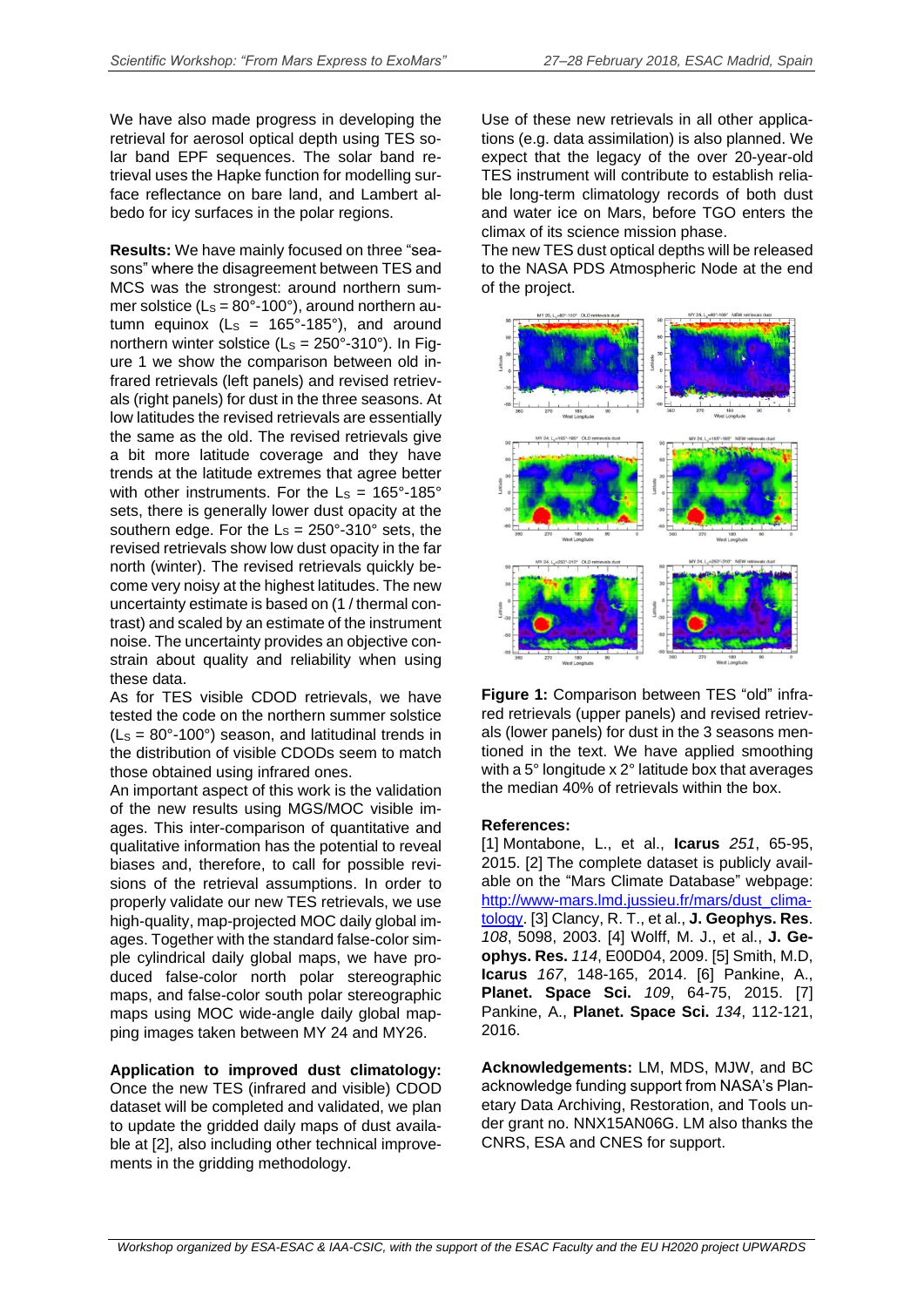We have also made progress in developing the retrieval for aerosol optical depth using TES solar band EPF sequences. The solar band retrieval uses the Hapke function for modelling surface reflectance on bare land, and Lambert albedo for icy surfaces in the polar regions.

**Results:** We have mainly focused on three "seasons" where the disagreement between TES and MCS was the strongest: around northern summer solstice ($L_S$ = 80°-100°), around northern autumn equinox ($L_S$ = 165°-185°), and around northern winter solstice ($L_S$ = 250°-310°). In Figure 1 we show the comparison between old infrared retrievals (left panels) and revised retrievals (right panels) for dust in the three seasons. At low latitudes the revised retrievals are essentially the same as the old. The revised retrievals give a bit more latitude coverage and they have trends at the latitude extremes that agree better with other instruments. For the $L_S$ = 165°-185° sets, there is generally lower dust opacity at the southern edge. For the $L_S$ = 250°-310° sets, the revised retrievals show low dust opacity in the far north (winter). The revised retrievals quickly become very noisy at the highest latitudes. The new uncertainty estimate is based on (1 / thermal contrast) and scaled by an estimate of the instrument noise. The uncertainty provides an objective constrain about quality and reliability when using these data.

As for TES visible CDOD retrievals, we have tested the code on the northern summer solstice ($L_S$ = 80°-100°) season, and latitudinal trends in the distribution of visible CDODs seem to match those obtained using infrared ones.

An important aspect of this work is the validation of the new results using MGS/MOC visible images. This inter-comparison of quantitative and qualitative information has the potential to reveal biases and, therefore, to call for possible revisions of the retrieval assumptions. In order to properly validate our new TES retrievals, we use high-quality, map-projected MOC daily global images. Together with the standard false-color simple cylindrical daily global maps, we have produced false-color north polar stereographic maps, and false-color south polar stereographic maps using MOC wide-angle daily global mapping images taken between MY 24 and MY26.

**Application to improved dust climatology:** Once the new TES (infrared and visible) CDOD dataset will be completed and validated, we plan to update the gridded daily maps of dust available at [2], also including other technical improvements in the gridding methodology.

Use of these new retrievals in all other applications (e.g. data assimilation) is also planned. We expect that the legacy of the over 20-year-old TES instrument will contribute to establish reliable long-term climatology records of both dust and water ice on Mars, before TGO enters the climax of its science mission phase.

The new TES dust optical depths will be released to the NASA PDS Atmospheric Node at the end of the project.

**Figure 1:** Comparison between TES "old" infrared retrievals (upper panels) and revised retrievals (lower panels) for dust in the 3 seasons mentioned in the text. We have applied smoothing with a 5° longitude x 2° latitude box that averages the median 40% of retrievals within the box.

**References:**
[1] Montabone, L., et al., **Icarus** *251*, 65-95, 2015. [2] The complete dataset is publicly available on the "Mars Climate Database" webpage: http://www-mars.lmd.jussieu.fr/mars/dust_climatology. [3] Clancy, R. T., et al., **J. Geophys. Res**. *108*, 5098, 2003. [4] Wolff, M. J., et al., **J. Geophys. Res.** *114*, E00D04, 2009. [5] Smith, M.D, **Icarus** *167*, 148-165, 2014. [6] Pankine, A., **Planet. Space Sci.** *109*, 64-75, 2015. [7] Pankine, A., **Planet. Space Sci.** *134*, 112-121, 2016.

**Acknowledgements:** LM, MDS, MJW, and BC acknowledge funding support from NASA's Planetary Data Archiving, Restoration, and Tools under grant no. NNX15AN06G. LM also thanks the CNRS, ESA and CNES for support.